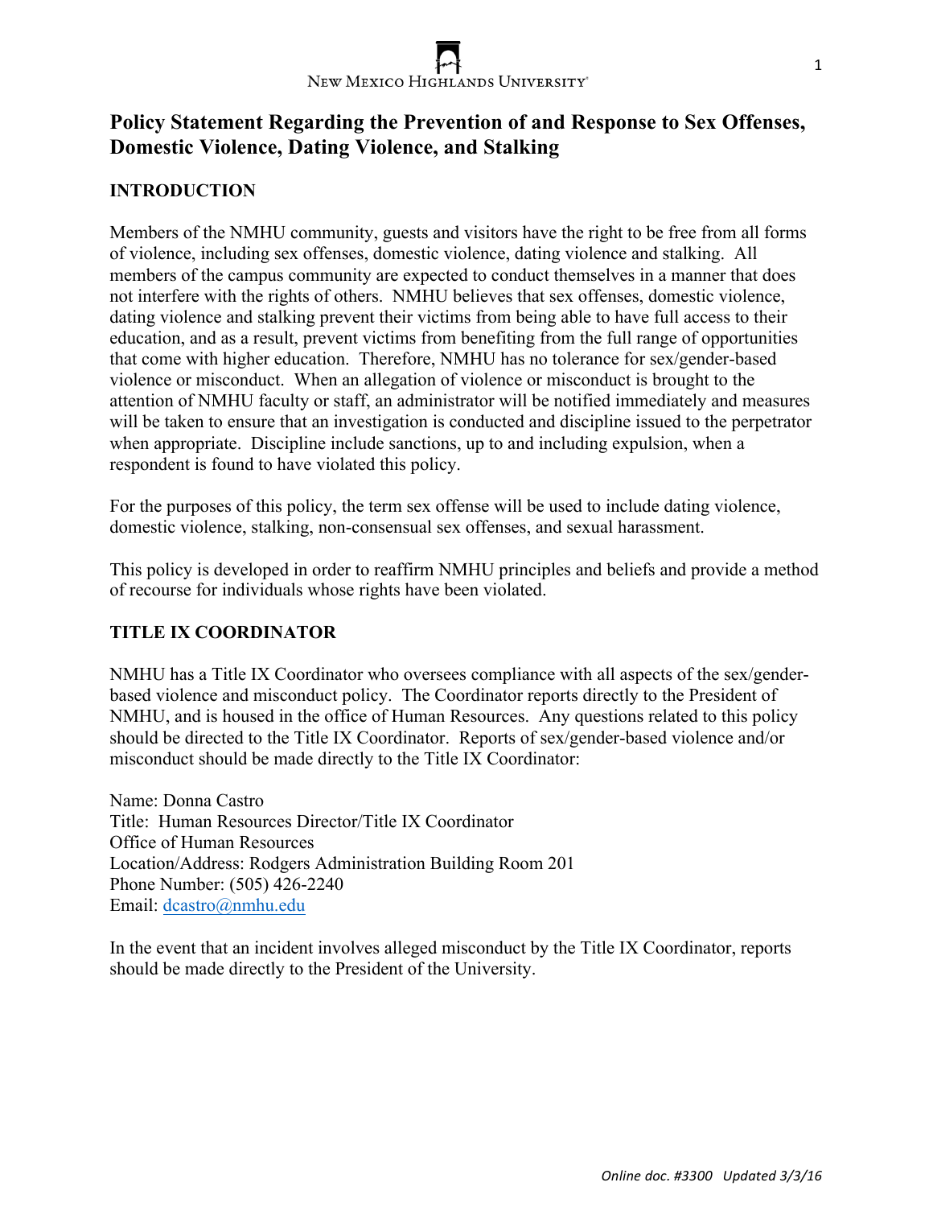# Policy Statement Regarding the Prevention of and Response to Sex Offenses, Domestic Violence, Dating Violence, and Stalking

## INTRODUCTION

Members of the NMHU community, guests and visitors have the right to be free from all forms of violence, including sex offenses, domestic violence, dating violence and stalking. All members of the campus community are expected to conduct themselves in a manner that does not interfere with the rights of others. NMHU believes that sex offenses, domestic violence, dating violence and stalking prevent their victims from being able to have full access to their education, and as a result, prevent victims from benefiting from the full range of opportunities that come with higher education. Therefore, NMHU has no tolerance for sex/gender-based violence or misconduct. When an allegation of violence or misconduct is brought to the attention of NMHU faculty or staff, an administrator will be notified immediately and measures will be taken to ensure that an investigation is conducted and discipline issued to the perpetrator when appropriate. Discipline include sanctions, up to and including expulsion, when a respondent is found to have violated this policy.

For the purposes of this policy, the term sex offense will be used to include dating violence, domestic violence, stalking, non-consensual sex offenses, and sexual harassment.

This policy is developed in order to reaffirm NMHU principles and beliefs and provide a method of recourse for individuals whose rights have been violated.

## TITLE IX COORDINATOR

NMHU has a Title IX Coordinator who oversees compliance with all aspects of the sex/gender-based violence and misconduct policy. The Coordinator reports directly to the President of NMHU, and is housed in the office of Human Resources. Any questions related to this policy should be directed to the Title IX Coordinator. Reports of sex/gender-based violence and/or misconduct should be made directly to the Title IX Coordinator:

Name: Donna Castro
Title: Human Resources Director/Title IX Coordinator
Office of Human Resources
Location/Address: Rodgers Administration Building Room 201
Phone Number: (505) 426-2240
Email: dcastro@nmhu.edu

In the event that an incident involves alleged misconduct by the Title IX Coordinator, reports should be made directly to the President of the University.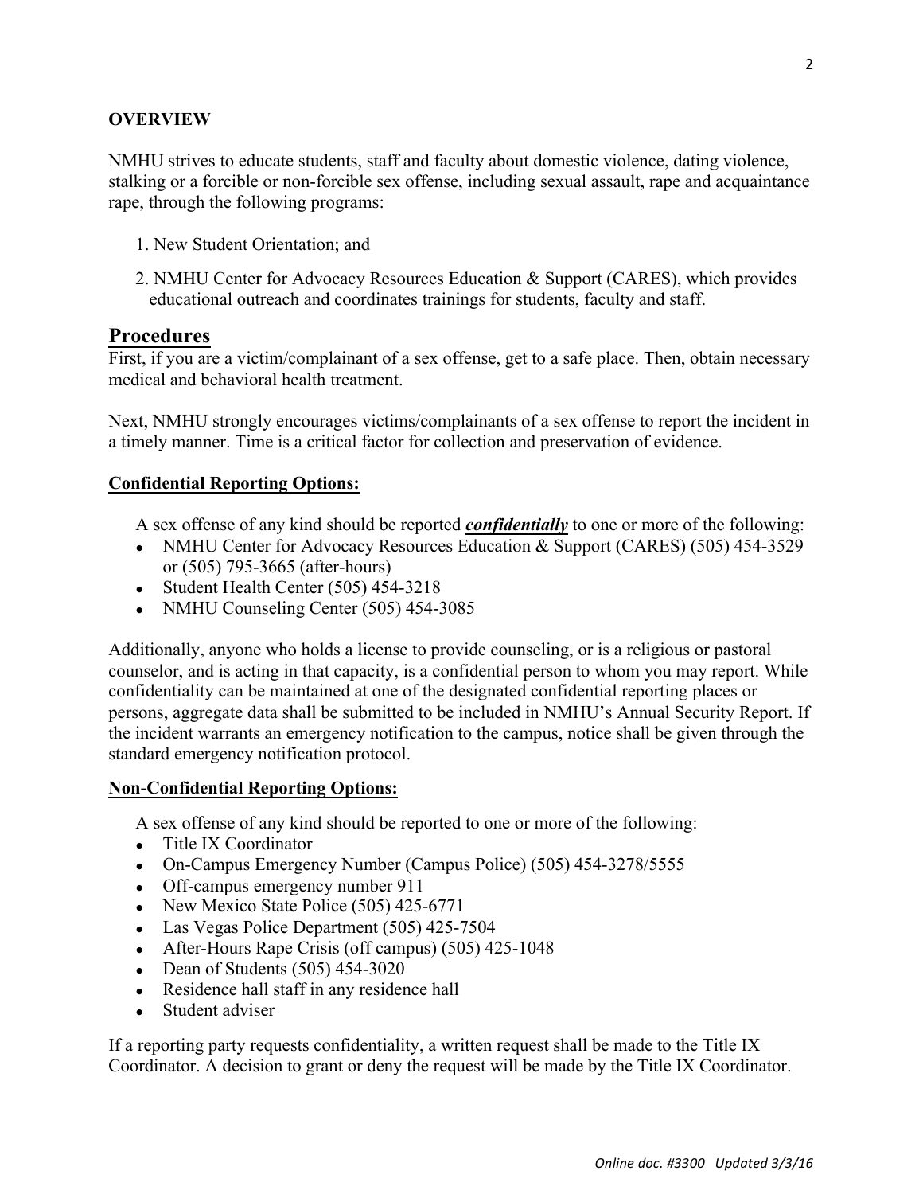**OVERVIEW**

NMHU strives to educate students, staff and faculty about domestic violence, dating violence, stalking or a forcible or non-forcible sex offense, including sexual assault, rape and acquaintance rape, through the following programs:

1. New Student Orientation; and
2. NMHU Center for Advocacy Resources Education & Support (CARES), which provides educational outreach and coordinates trainings for students, faculty and staff.

## Procedures

First, if you are a victim/complainant of a sex offense, get to a safe place. Then, obtain necessary medical and behavioral health treatment.

Next, NMHU strongly encourages victims/complainants of a sex offense to report the incident in a timely manner. Time is a critical factor for collection and preservation of evidence.

**Confidential Reporting Options:**

A sex offense of any kind should be reported ***confidentially*** to one or more of the following:

- NMHU Center for Advocacy Resources Education & Support (CARES) (505) 454-3529 or (505) 795-3665 (after-hours)
- Student Health Center (505) 454-3218
- NMHU Counseling Center (505) 454-3085

Additionally, anyone who holds a license to provide counseling, or is a religious or pastoral counselor, and is acting in that capacity, is a confidential person to whom you may report. While confidentiality can be maintained at one of the designated confidential reporting places or persons, aggregate data shall be submitted to be included in NMHU's Annual Security Report. If the incident warrants an emergency notification to the campus, notice shall be given through the standard emergency notification protocol.

**Non-Confidential Reporting Options:**

A sex offense of any kind should be reported to one or more of the following:

- Title IX Coordinator
- On-Campus Emergency Number (Campus Police) (505) 454-3278/5555
- Off-campus emergency number 911
- New Mexico State Police (505) 425-6771
- Las Vegas Police Department (505) 425-7504
- After-Hours Rape Crisis (off campus) (505) 425-1048
- Dean of Students (505) 454-3020
- Residence hall staff in any residence hall
- Student adviser

If a reporting party requests confidentiality, a written request shall be made to the Title IX Coordinator. A decision to grant or deny the request will be made by the Title IX Coordinator.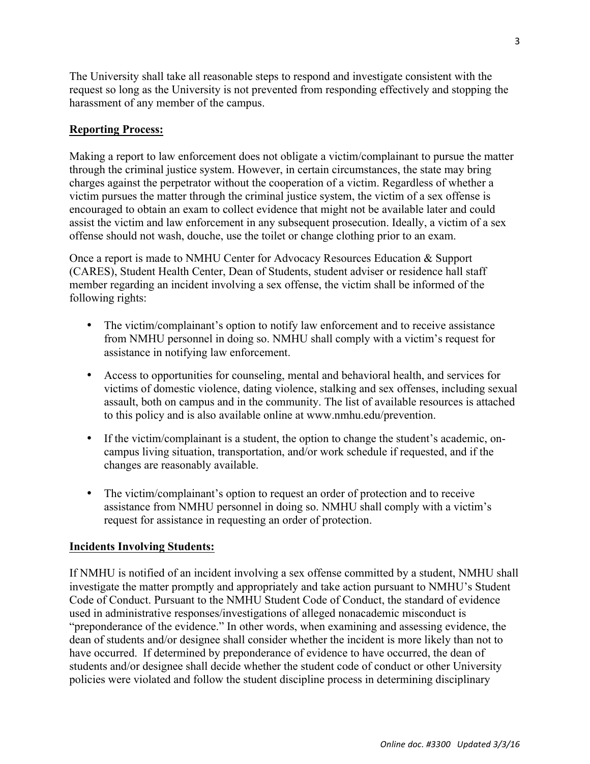The University shall take all reasonable steps to respond and investigate consistent with the request so long as the University is not prevented from responding effectively and stopping the harassment of any member of the campus.

**Reporting Process:**

Making a report to law enforcement does not obligate a victim/complainant to pursue the matter through the criminal justice system. However, in certain circumstances, the state may bring charges against the perpetrator without the cooperation of a victim. Regardless of whether a victim pursues the matter through the criminal justice system, the victim of a sex offense is encouraged to obtain an exam to collect evidence that might not be available later and could assist the victim and law enforcement in any subsequent prosecution. Ideally, a victim of a sex offense should not wash, douche, use the toilet or change clothing prior to an exam.

Once a report is made to NMHU Center for Advocacy Resources Education & Support (CARES), Student Health Center, Dean of Students, student adviser or residence hall staff member regarding an incident involving a sex offense, the victim shall be informed of the following rights:

- The victim/complainant's option to notify law enforcement and to receive assistance from NMHU personnel in doing so. NMHU shall comply with a victim's request for assistance in notifying law enforcement.
- Access to opportunities for counseling, mental and behavioral health, and services for victims of domestic violence, dating violence, stalking and sex offenses, including sexual assault, both on campus and in the community. The list of available resources is attached to this policy and is also available online at www.nmhu.edu/prevention.
- If the victim/complainant is a student, the option to change the student's academic, on-campus living situation, transportation, and/or work schedule if requested, and if the changes are reasonably available.
- The victim/complainant's option to request an order of protection and to receive assistance from NMHU personnel in doing so. NMHU shall comply with a victim's request for assistance in requesting an order of protection.

**Incidents Involving Students:**

If NMHU is notified of an incident involving a sex offense committed by a student, NMHU shall investigate the matter promptly and appropriately and take action pursuant to NMHU's Student Code of Conduct. Pursuant to the NMHU Student Code of Conduct, the standard of evidence used in administrative responses/investigations of alleged nonacademic misconduct is "preponderance of the evidence." In other words, when examining and assessing evidence, the dean of students and/or designee shall consider whether the incident is more likely than not to have occurred. If determined by preponderance of evidence to have occurred, the dean of students and/or designee shall decide whether the student code of conduct or other University policies were violated and follow the student discipline process in determining disciplinary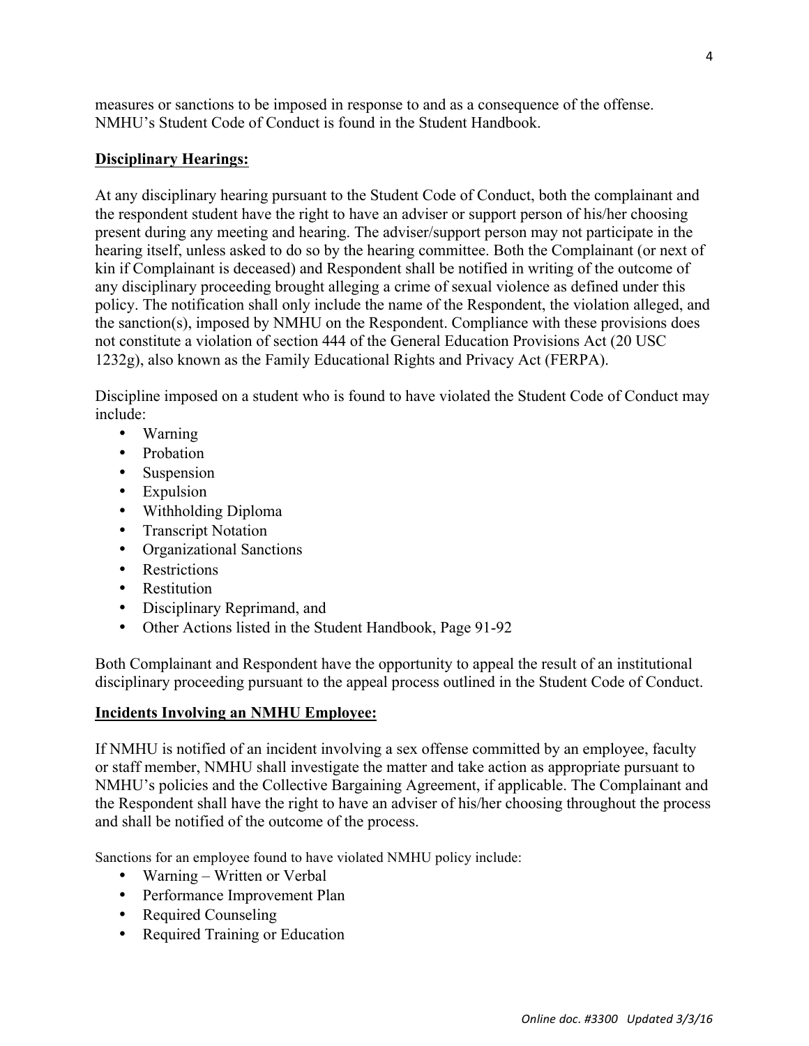measures or sanctions to be imposed in response to and as a consequence of the offense. NMHU's Student Code of Conduct is found in the Student Handbook.

**Disciplinary Hearings:**

At any disciplinary hearing pursuant to the Student Code of Conduct, both the complainant and the respondent student have the right to have an adviser or support person of his/her choosing present during any meeting and hearing. The adviser/support person may not participate in the hearing itself, unless asked to do so by the hearing committee. Both the Complainant (or next of kin if Complainant is deceased) and Respondent shall be notified in writing of the outcome of any disciplinary proceeding brought alleging a crime of sexual violence as defined under this policy. The notification shall only include the name of the Respondent, the violation alleged, and the sanction(s), imposed by NMHU on the Respondent. Compliance with these provisions does not constitute a violation of section 444 of the General Education Provisions Act (20 USC 1232g), also known as the Family Educational Rights and Privacy Act (FERPA).

Discipline imposed on a student who is found to have violated the Student Code of Conduct may include:

- Warning
- Probation
- Suspension
- Expulsion
- Withholding Diploma
- Transcript Notation
- Organizational Sanctions
- Restrictions
- Restitution
- Disciplinary Reprimand, and
- Other Actions listed in the Student Handbook, Page 91-92

Both Complainant and Respondent have the opportunity to appeal the result of an institutional disciplinary proceeding pursuant to the appeal process outlined in the Student Code of Conduct.

**Incidents Involving an NMHU Employee:**

If NMHU is notified of an incident involving a sex offense committed by an employee, faculty or staff member, NMHU shall investigate the matter and take action as appropriate pursuant to NMHU's policies and the Collective Bargaining Agreement, if applicable. The Complainant and the Respondent shall have the right to have an adviser of his/her choosing throughout the process and shall be notified of the outcome of the process.

Sanctions for an employee found to have violated NMHU policy include:

- Warning – Written or Verbal
- Performance Improvement Plan
- Required Counseling
- Required Training or Education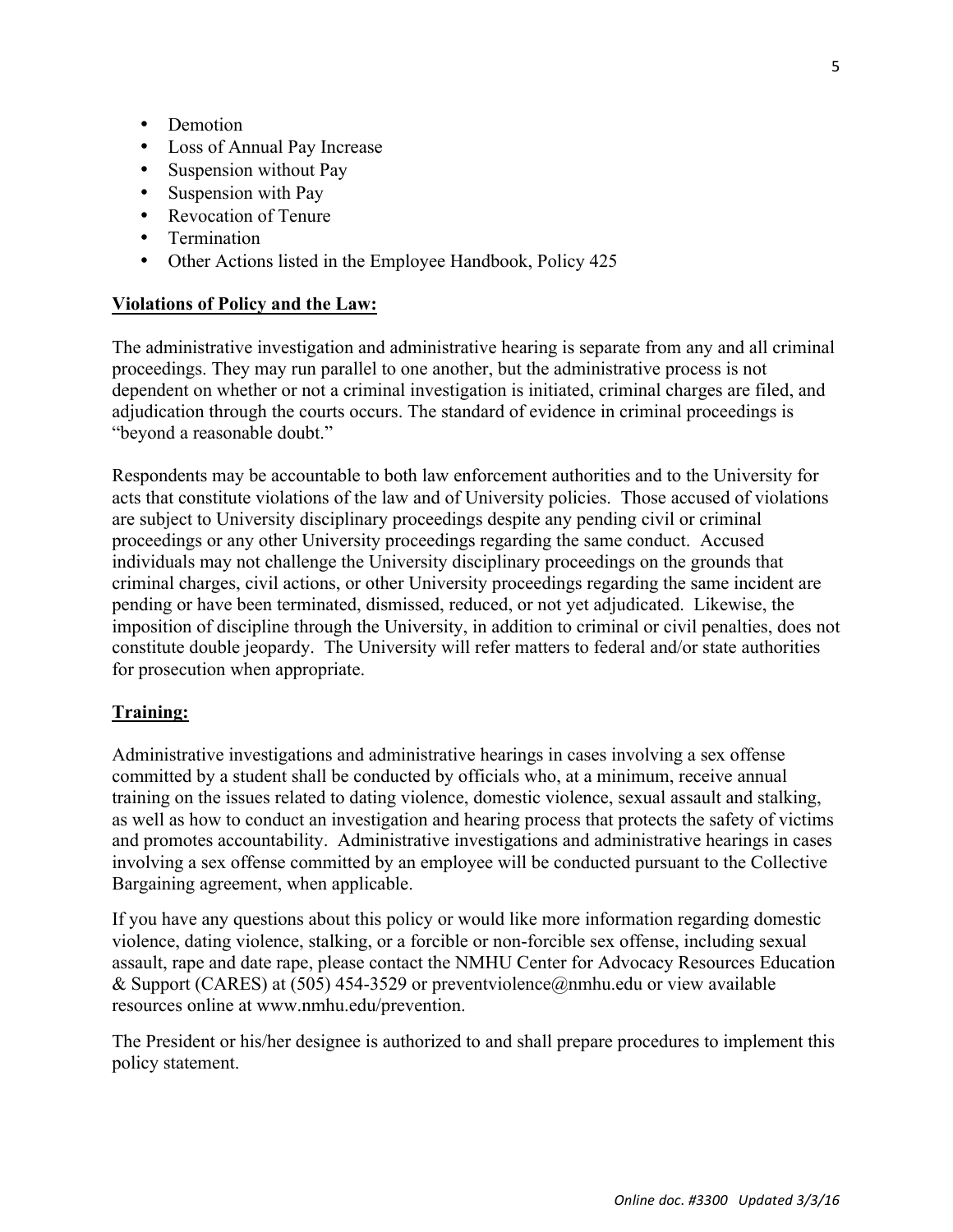- Demotion
- Loss of Annual Pay Increase
- Suspension without Pay
- Suspension with Pay
- Revocation of Tenure
- Termination
- Other Actions listed in the Employee Handbook, Policy 425

**Violations of Policy and the Law:**

The administrative investigation and administrative hearing is separate from any and all criminal proceedings. They may run parallel to one another, but the administrative process is not dependent on whether or not a criminal investigation is initiated, criminal charges are filed, and adjudication through the courts occurs. The standard of evidence in criminal proceedings is "beyond a reasonable doubt."

Respondents may be accountable to both law enforcement authorities and to the University for acts that constitute violations of the law and of University policies. Those accused of violations are subject to University disciplinary proceedings despite any pending civil or criminal proceedings or any other University proceedings regarding the same conduct. Accused individuals may not challenge the University disciplinary proceedings on the grounds that criminal charges, civil actions, or other University proceedings regarding the same incident are pending or have been terminated, dismissed, reduced, or not yet adjudicated. Likewise, the imposition of discipline through the University, in addition to criminal or civil penalties, does not constitute double jeopardy. The University will refer matters to federal and/or state authorities for prosecution when appropriate.

**Training:**

Administrative investigations and administrative hearings in cases involving a sex offense committed by a student shall be conducted by officials who, at a minimum, receive annual training on the issues related to dating violence, domestic violence, sexual assault and stalking, as well as how to conduct an investigation and hearing process that protects the safety of victims and promotes accountability. Administrative investigations and administrative hearings in cases involving a sex offense committed by an employee will be conducted pursuant to the Collective Bargaining agreement, when applicable.

If you have any questions about this policy or would like more information regarding domestic violence, dating violence, stalking, or a forcible or non-forcible sex offense, including sexual assault, rape and date rape, please contact the NMHU Center for Advocacy Resources Education & Support (CARES) at (505) 454-3529 or preventviolence@nmhu.edu or view available resources online at www.nmhu.edu/prevention.

The President or his/her designee is authorized to and shall prepare procedures to implement this policy statement.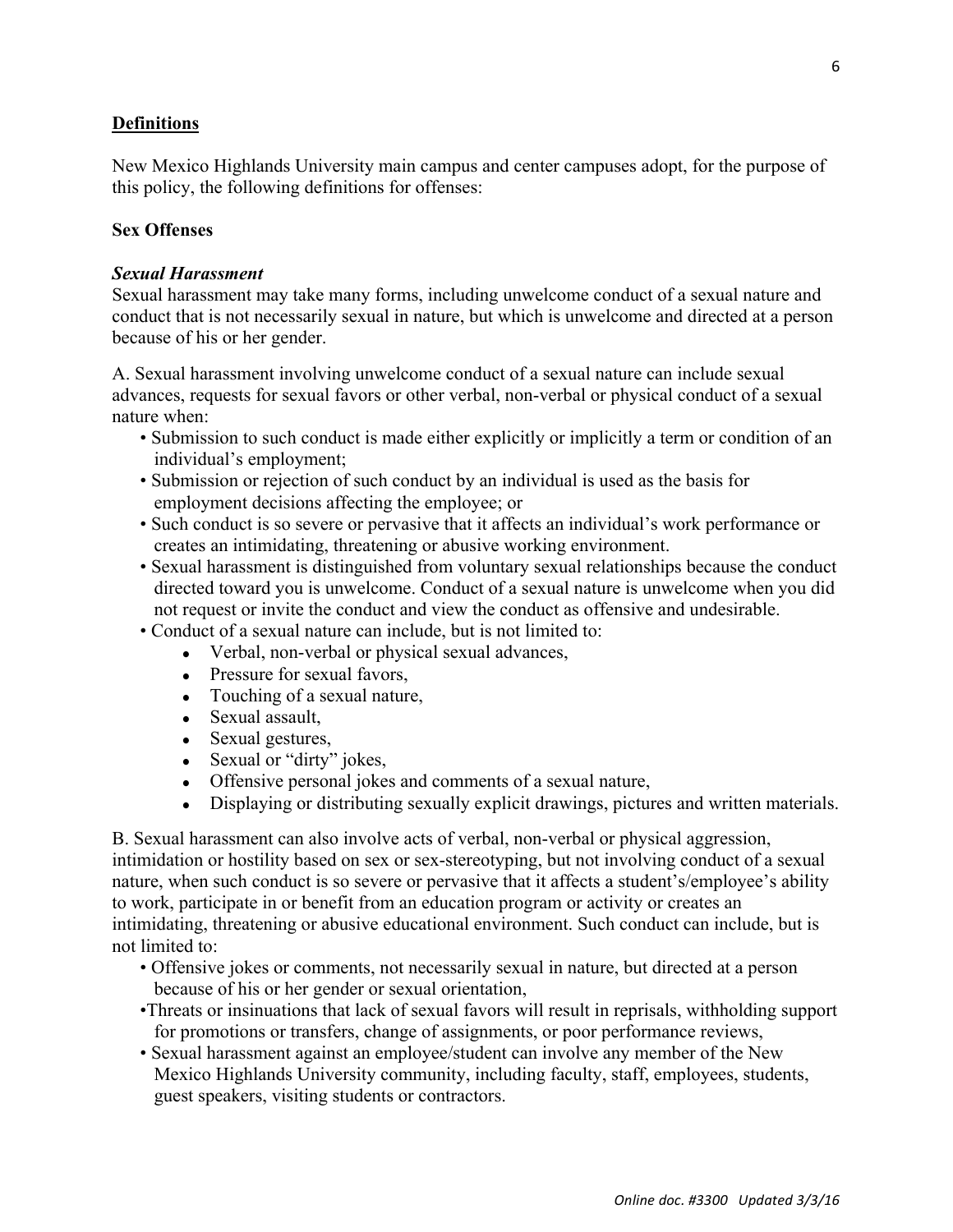## Definitions

New Mexico Highlands University main campus and center campuses adopt, for the purpose of this policy, the following definitions for offenses:

### Sex Offenses

#### *Sexual Harassment*

Sexual harassment may take many forms, including unwelcome conduct of a sexual nature and conduct that is not necessarily sexual in nature, but which is unwelcome and directed at a person because of his or her gender.

A. Sexual harassment involving unwelcome conduct of a sexual nature can include sexual advances, requests for sexual favors or other verbal, non-verbal or physical conduct of a sexual nature when:

- Submission to such conduct is made either explicitly or implicitly a term or condition of an individual's employment;
- Submission or rejection of such conduct by an individual is used as the basis for employment decisions affecting the employee; or
- Such conduct is so severe or pervasive that it affects an individual's work performance or creates an intimidating, threatening or abusive working environment.
- Sexual harassment is distinguished from voluntary sexual relationships because the conduct directed toward you is unwelcome. Conduct of a sexual nature is unwelcome when you did not request or invite the conduct and view the conduct as offensive and undesirable.
- Conduct of a sexual nature can include, but is not limited to:
  - Verbal, non-verbal or physical sexual advances,
  - Pressure for sexual favors,
  - Touching of a sexual nature,
  - Sexual assault,
  - Sexual gestures,
  - Sexual or "dirty" jokes,
  - Offensive personal jokes and comments of a sexual nature,
  - Displaying or distributing sexually explicit drawings, pictures and written materials.

B. Sexual harassment can also involve acts of verbal, non-verbal or physical aggression, intimidation or hostility based on sex or sex-stereotyping, but not involving conduct of a sexual nature, when such conduct is so severe or pervasive that it affects a student's/employee's ability to work, participate in or benefit from an education program or activity or creates an intimidating, threatening or abusive educational environment. Such conduct can include, but is not limited to:

- Offensive jokes or comments, not necessarily sexual in nature, but directed at a person because of his or her gender or sexual orientation,
- Threats or insinuations that lack of sexual favors will result in reprisals, withholding support for promotions or transfers, change of assignments, or poor performance reviews,
- Sexual harassment against an employee/student can involve any member of the New Mexico Highlands University community, including faculty, staff, employees, students, guest speakers, visiting students or contractors.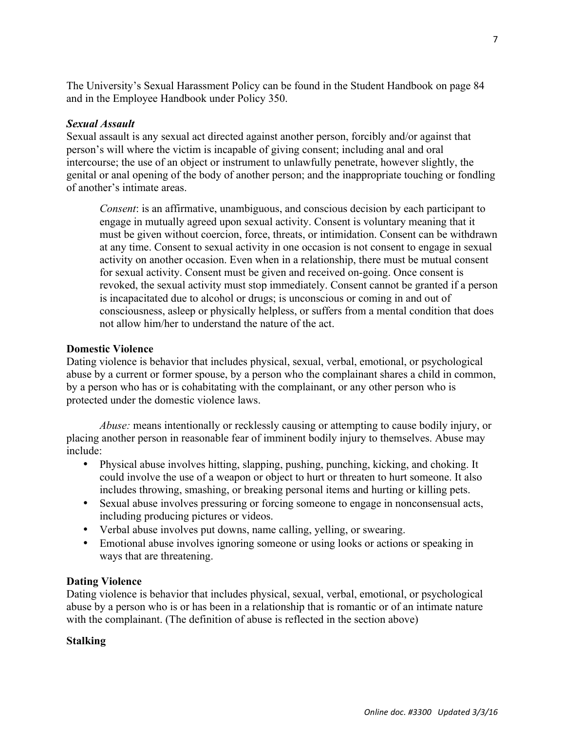The University's Sexual Harassment Policy can be found in the Student Handbook on page 84 and in the Employee Handbook under Policy 350.

***Sexual Assault***

Sexual assault is any sexual act directed against another person, forcibly and/or against that person's will where the victim is incapable of giving consent; including anal and oral intercourse; the use of an object or instrument to unlawfully penetrate, however slightly, the genital or anal opening of the body of another person; and the inappropriate touching or fondling of another's intimate areas.

> *Consent*: is an affirmative, unambiguous, and conscious decision by each participant to engage in mutually agreed upon sexual activity. Consent is voluntary meaning that it must be given without coercion, force, threats, or intimidation. Consent can be withdrawn at any time. Consent to sexual activity in one occasion is not consent to engage in sexual activity on another occasion. Even when in a relationship, there must be mutual consent for sexual activity. Consent must be given and received on-going. Once consent is revoked, the sexual activity must stop immediately. Consent cannot be granted if a person is incapacitated due to alcohol or drugs; is unconscious or coming in and out of consciousness, asleep or physically helpless, or suffers from a mental condition that does not allow him/her to understand the nature of the act.

**Domestic Violence**

Dating violence is behavior that includes physical, sexual, verbal, emotional, or psychological abuse by a current or former spouse, by a person who the complainant shares a child in common, by a person who has or is cohabitating with the complainant, or any other person who is protected under the domestic violence laws.

*Abuse:* means intentionally or recklessly causing or attempting to cause bodily injury, or placing another person in reasonable fear of imminent bodily injury to themselves. Abuse may include:

- Physical abuse involves hitting, slapping, pushing, punching, kicking, and choking. It could involve the use of a weapon or object to hurt or threaten to hurt someone. It also includes throwing, smashing, or breaking personal items and hurting or killing pets.
- Sexual abuse involves pressuring or forcing someone to engage in nonconsensual acts, including producing pictures or videos.
- Verbal abuse involves put downs, name calling, yelling, or swearing.
- Emotional abuse involves ignoring someone or using looks or actions or speaking in ways that are threatening.

**Dating Violence**

Dating violence is behavior that includes physical, sexual, verbal, emotional, or psychological abuse by a person who is or has been in a relationship that is romantic or of an intimate nature with the complainant. (The definition of abuse is reflected in the section above)

**Stalking**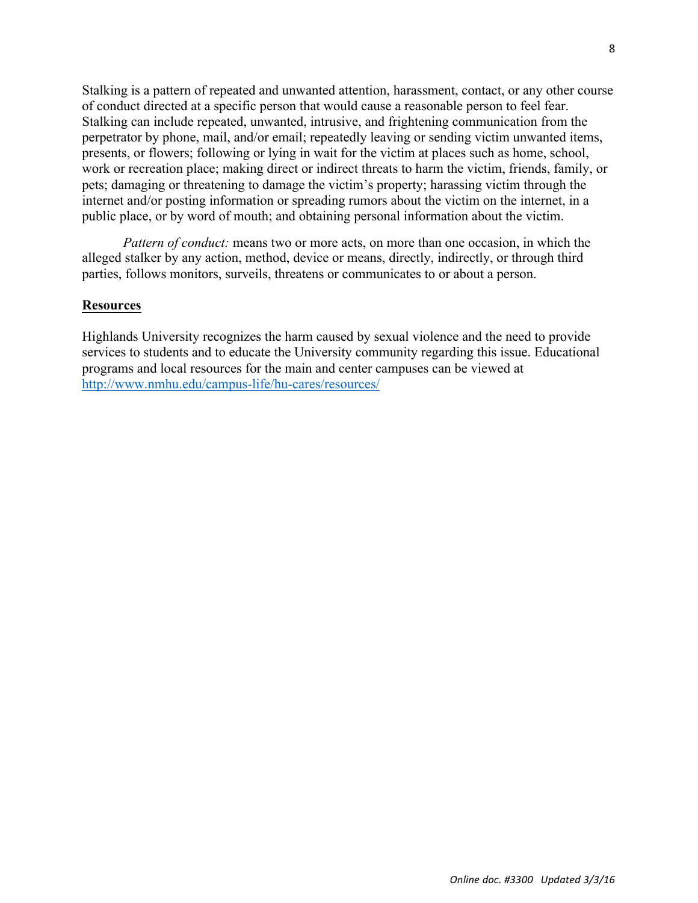Stalking is a pattern of repeated and unwanted attention, harassment, contact, or any other course of conduct directed at a specific person that would cause a reasonable person to feel fear. Stalking can include repeated, unwanted, intrusive, and frightening communication from the perpetrator by phone, mail, and/or email; repeatedly leaving or sending victim unwanted items, presents, or flowers; following or lying in wait for the victim at places such as home, school, work or recreation place; making direct or indirect threats to harm the victim, friends, family, or pets; damaging or threatening to damage the victim's property; harassing victim through the internet and/or posting information or spreading rumors about the victim on the internet, in a public place, or by word of mouth; and obtaining personal information about the victim.

*Pattern of conduct:* means two or more acts, on more than one occasion, in which the alleged stalker by any action, method, device or means, directly, indirectly, or through third parties, follows monitors, surveils, threatens or communicates to or about a person.

## Resources

Highlands University recognizes the harm caused by sexual violence and the need to provide services to students and to educate the University community regarding this issue. Educational programs and local resources for the main and center campuses can be viewed at http://www.nmhu.edu/campus-life/hu-cares/resources/